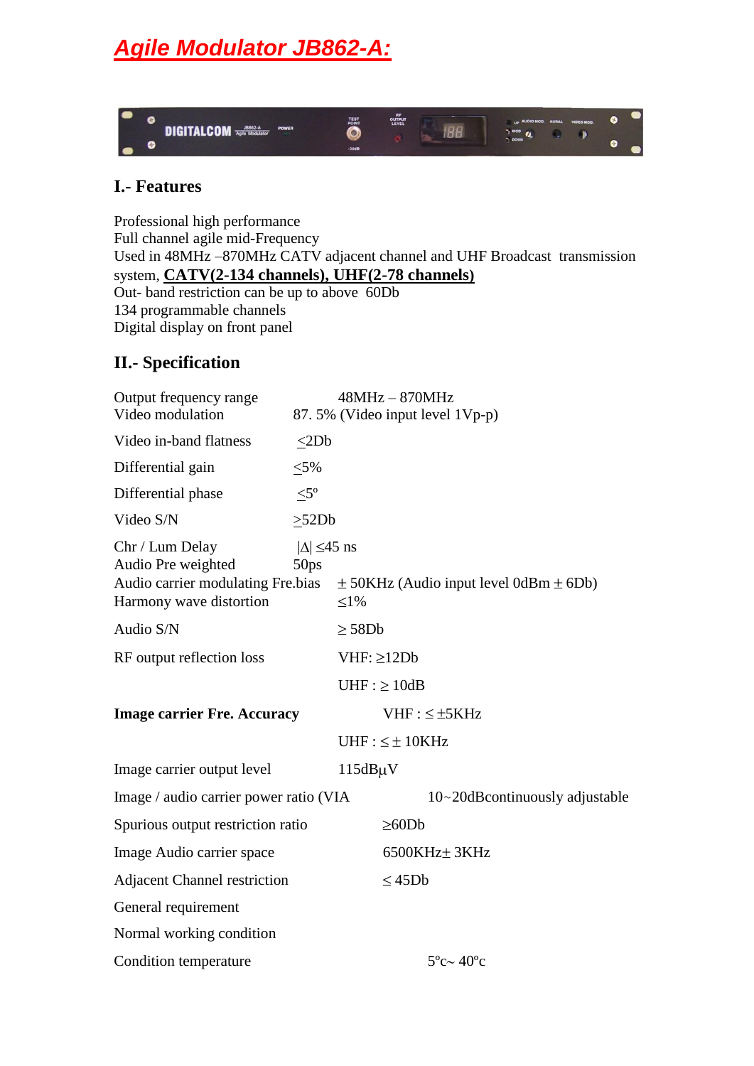# ***Agile Modulator JB862-A:***

## I.- Features

Professional high performance
Full channel agile mid-Frequency
Used in 48MHz –870MHz CATV adjacent channel and UHF Broadcast transmission system, **CATV(2-134 channels), UHF(2-78 channels)**
Out- band restriction can be up to above 60Db
134 programmable channels
Digital display on front panel

## II.- Specification

| | |
|---|---|
| Output frequency range | 48MHz – 870MHz |
| Video modulation | 87. 5% (Video input level 1Vp-p) |
| Video in-band flatness | ≤2Db |
| Differential gain | ≤5% |
| Differential phase | ≤5º |
| Video S/N | ≥52Db |
| Chr / Lum Delay | \|Δ\| ≤45 ns |
| Audio Pre weighted | 50ps |
| Audio carrier modulating Fre.bias | ± 50KHz (Audio input level 0dBm ± 6Db) |
| Harmony wave distortion | ≤1% |
| Audio S/N | ≥ 58Db |
| RF output reflection loss | VHF: ≥12Db |
| | UHF : ≥ 10dB |
| **Image carrier Fre. Accuracy** | VHF : ≤ ±5KHz |
| | UHF : ≤ ± 10KHz |
| Image carrier output level | 115dBμV |
| Image / audio carrier power ratio (VIA | 10~20dBcontinuously adjustable |
| Spurious output restriction ratio | ≥60Db |
| Image Audio carrier space | 6500KHz± 3KHz |
| Adjacent Channel restriction | ≤ 45Db |
| General requirement | |
| Normal working condition | |
| Condition temperature | 5ºc~ 40ºc |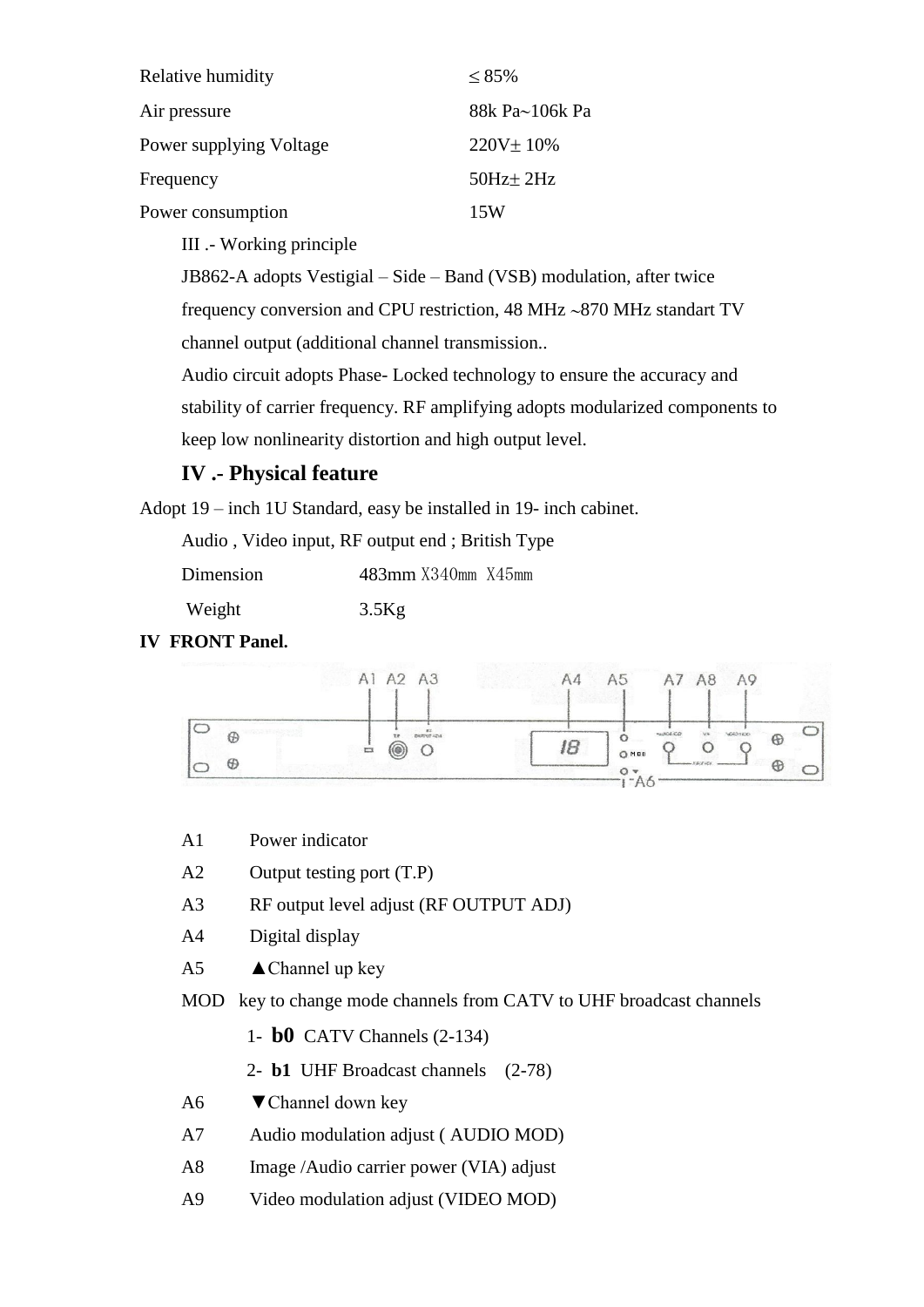| | |
|---|---|
| Relative humidity | ≤ 85% |
| Air pressure | 88k Pa~106k Pa |
| Power supplying Voltage | 220V± 10% |
| Frequency | 50Hz± 2Hz |
| Power consumption | 15W |

III .- Working principle

JB862-A adopts Vestigial – Side – Band (VSB) modulation, after twice frequency conversion and CPU restriction, 48 MHz ~870 MHz standart TV channel output (additional channel transmission..

Audio circuit adopts Phase- Locked technology to ensure the accuracy and stability of carrier frequency. RF amplifying adopts modularized components to keep low nonlinearity distortion and high output level.

## IV .- Physical feature

Adopt 19 – inch 1U Standard, easy be installed in 19- inch cabinet.

Audio , Video input, RF output end ; British Type

Dimension 483mm X340mm X45mm

Weight 3.5Kg

**IV FRONT Panel.**

A1 Power indicator

A2 Output testing port (T.P)

A3 RF output level adjust (RF OUTPUT ADJ)

A4 Digital display

A5 ▲Channel up key

MOD key to change mode channels from CATV to UHF broadcast channels

1- **b0** CATV Channels (2-134)

2- **b1** UHF Broadcast channels (2-78)

A6 ▼Channel down key

A7 Audio modulation adjust ( AUDIO MOD)

A8 Image /Audio carrier power (VIA) adjust

A9 Video modulation adjust (VIDEO MOD)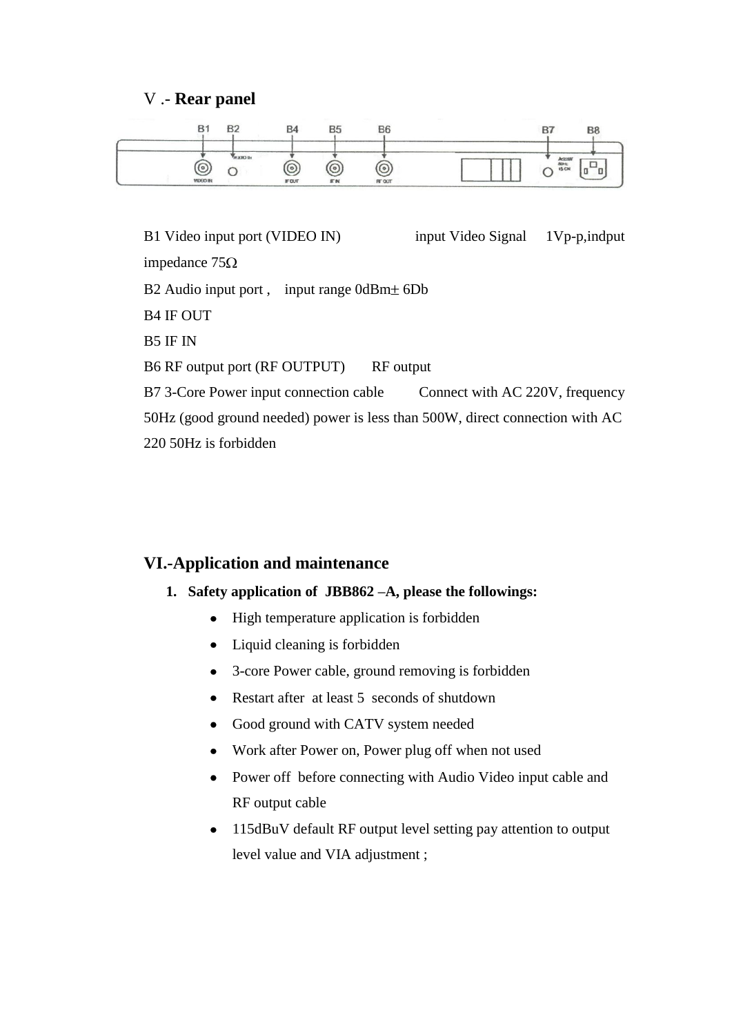## V .- **Rear panel**

B1 Video input port (VIDEO IN) input Video Signal 1Vp-p,indput impedance 75Ω

B2 Audio input port , input range 0dBm± 6Db

B4 IF OUT

B5 IF IN

B6 RF output port (RF OUTPUT) RF output

B7 3-Core Power input connection cable Connect with AC 220V, frequency 50Hz (good ground needed) power is less than 500W, direct connection with AC 220 50Hz is forbidden

## VI.-Application and maintenance

1. **Safety application of JBB862 –A, please the followings:**
    - High temperature application is forbidden
    - Liquid cleaning is forbidden
    - 3-core Power cable, ground removing is forbidden
    - Restart after at least 5 seconds of shutdown
    - Good ground with CATV system needed
    - Work after Power on, Power plug off when not used
    - Power off before connecting with Audio Video input cable and RF output cable
    - 115dBuV default RF output level setting pay attention to output level value and VIA adjustment ;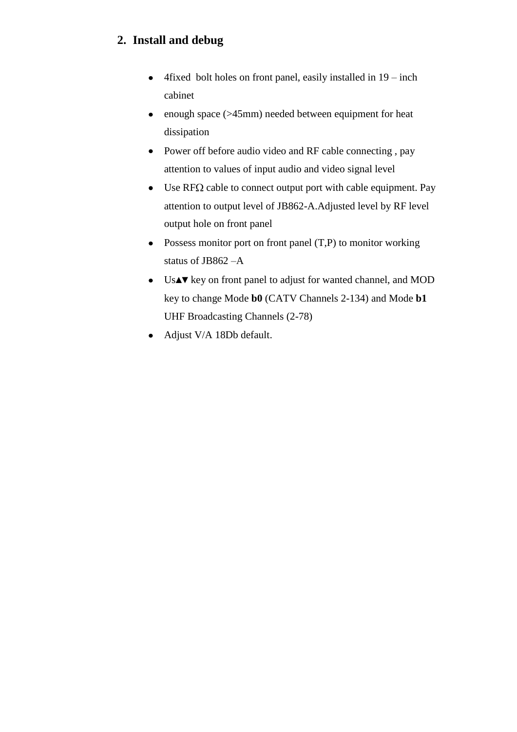## 2. Install and debug

- 4fixed  bolt holes on front panel, easily installed in 19 – inch cabinet
- enough space (>45mm) needed between equipment for heat dissipation
- Power off before audio video and RF cable connecting , pay attention to values of input audio and video signal level
- Use RFΩ cable to connect output port with cable equipment. Pay attention to output level of JB862-A.Adjusted level by RF level output hole on front panel
- Possess monitor port on front panel (T,P) to monitor working status of JB862 –A
- Us▲▼ key on front panel to adjust for wanted channel, and MOD key to change Mode **b0** (CATV Channels 2-134) and Mode **b1** UHF Broadcasting Channels (2-78)
- Adjust V/A 18Db default.